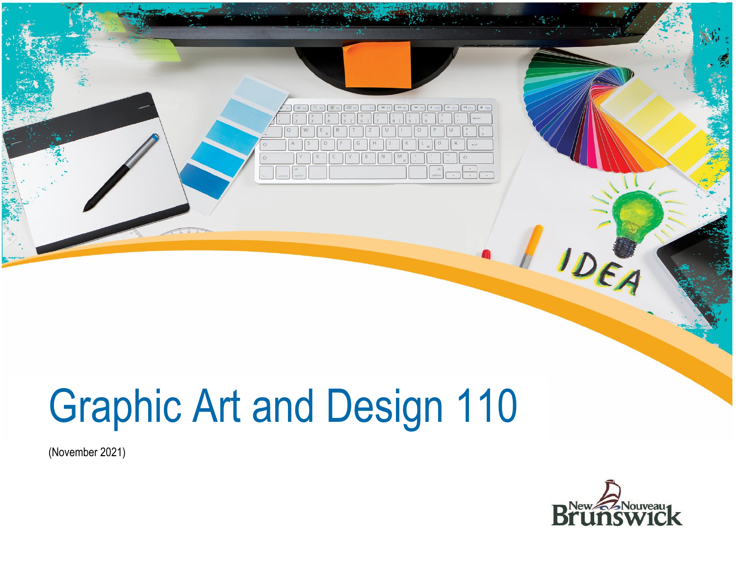# Graphic Art and Design 110

(November 2021)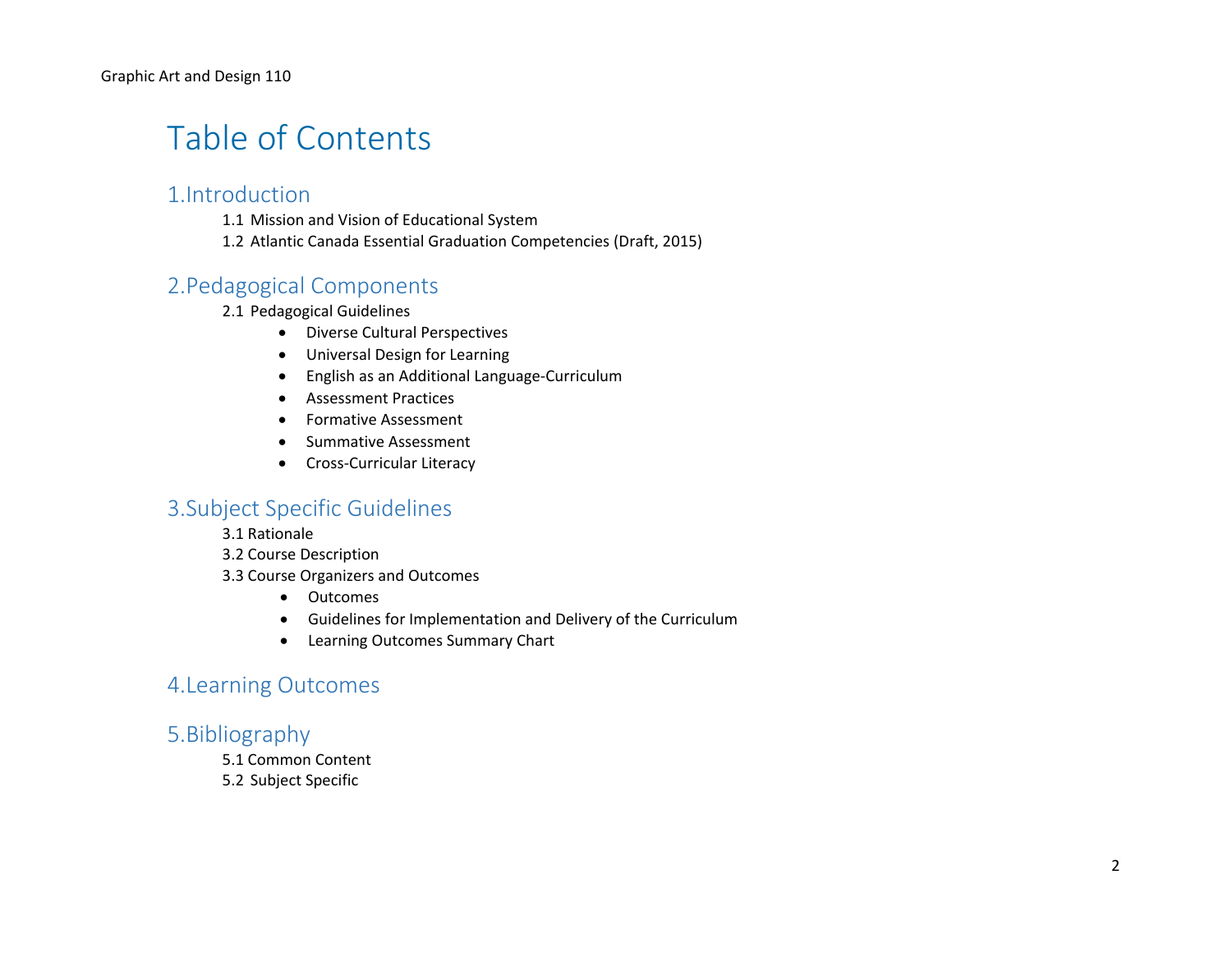# Table of Contents

## 1.Introduction

1.1 Mission and Vision of Educational System

1.2 Atlantic Canada Essential Graduation Competencies (Draft, 2015)

## 2.Pedagogical Components

2.1 Pedagogical Guidelines

- Diverse Cultural Perspectives
- Universal Design for Learning
- English as an Additional Language-Curriculum
- Assessment Practices
- Formative Assessment
- Summative Assessment
- Cross-Curricular Literacy

## 3.Subject Specific Guidelines

3.1 Rationale

3.2 Course Description

3.3 Course Organizers and Outcomes

- Outcomes
- Guidelines for Implementation and Delivery of the Curriculum
- Learning Outcomes Summary Chart

## 4.Learning Outcomes

## 5.Bibliography

5.1 Common Content

5.2 Subject Specific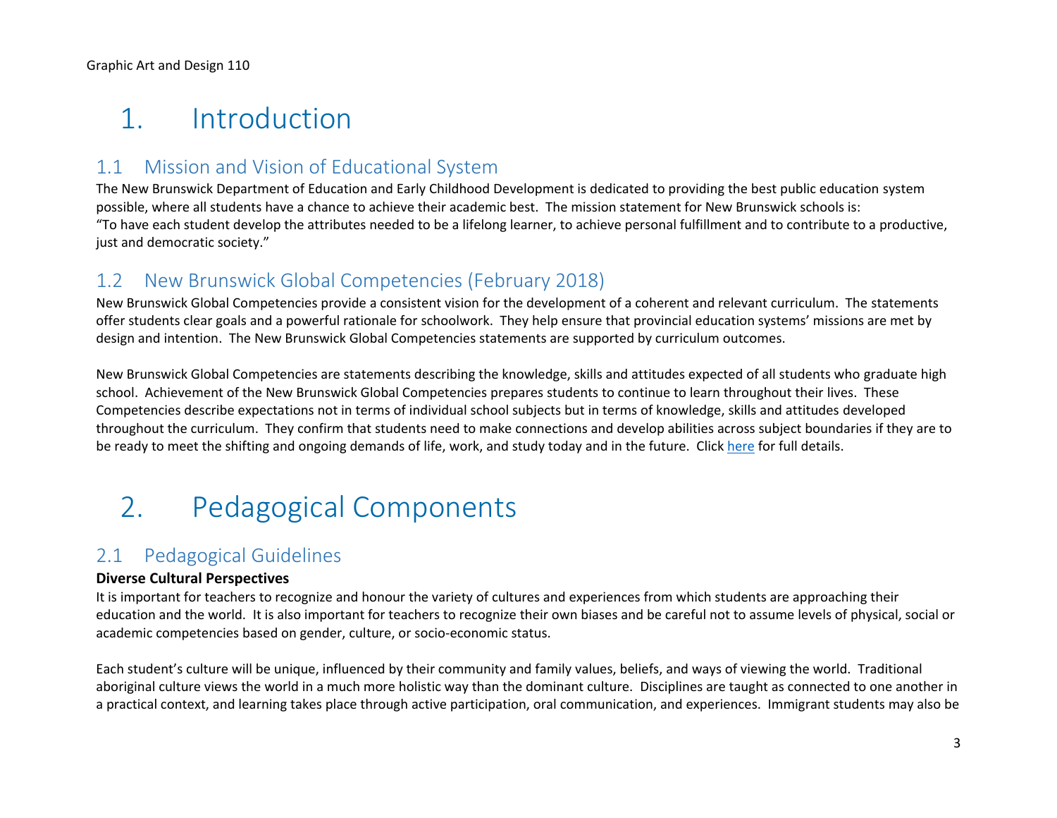# 1. Introduction

## 1.1 Mission and Vision of Educational System

The New Brunswick Department of Education and Early Childhood Development is dedicated to providing the best public education system possible, where all students have a chance to achieve their academic best. The mission statement for New Brunswick schools is:
"To have each student develop the attributes needed to be a lifelong learner, to achieve personal fulfillment and to contribute to a productive, just and democratic society."

## 1.2 New Brunswick Global Competencies (February 2018)

New Brunswick Global Competencies provide a consistent vision for the development of a coherent and relevant curriculum. The statements offer students clear goals and a powerful rationale for schoolwork. They help ensure that provincial education systems' missions are met by design and intention. The New Brunswick Global Competencies statements are supported by curriculum outcomes.

New Brunswick Global Competencies are statements describing the knowledge, skills and attitudes expected of all students who graduate high school. Achievement of the New Brunswick Global Competencies prepares students to continue to learn throughout their lives. These Competencies describe expectations not in terms of individual school subjects but in terms of knowledge, skills and attitudes developed throughout the curriculum. They confirm that students need to make connections and develop abilities across subject boundaries if they are to be ready to meet the shifting and ongoing demands of life, work, and study today and in the future. Click here for full details.

# 2. Pedagogical Components

## 2.1 Pedagogical Guidelines

**Diverse Cultural Perspectives**

It is important for teachers to recognize and honour the variety of cultures and experiences from which students are approaching their education and the world. It is also important for teachers to recognize their own biases and be careful not to assume levels of physical, social or academic competencies based on gender, culture, or socio-economic status.

Each student's culture will be unique, influenced by their community and family values, beliefs, and ways of viewing the world. Traditional aboriginal culture views the world in a much more holistic way than the dominant culture. Disciplines are taught as connected to one another in a practical context, and learning takes place through active participation, oral communication, and experiences. Immigrant students may also be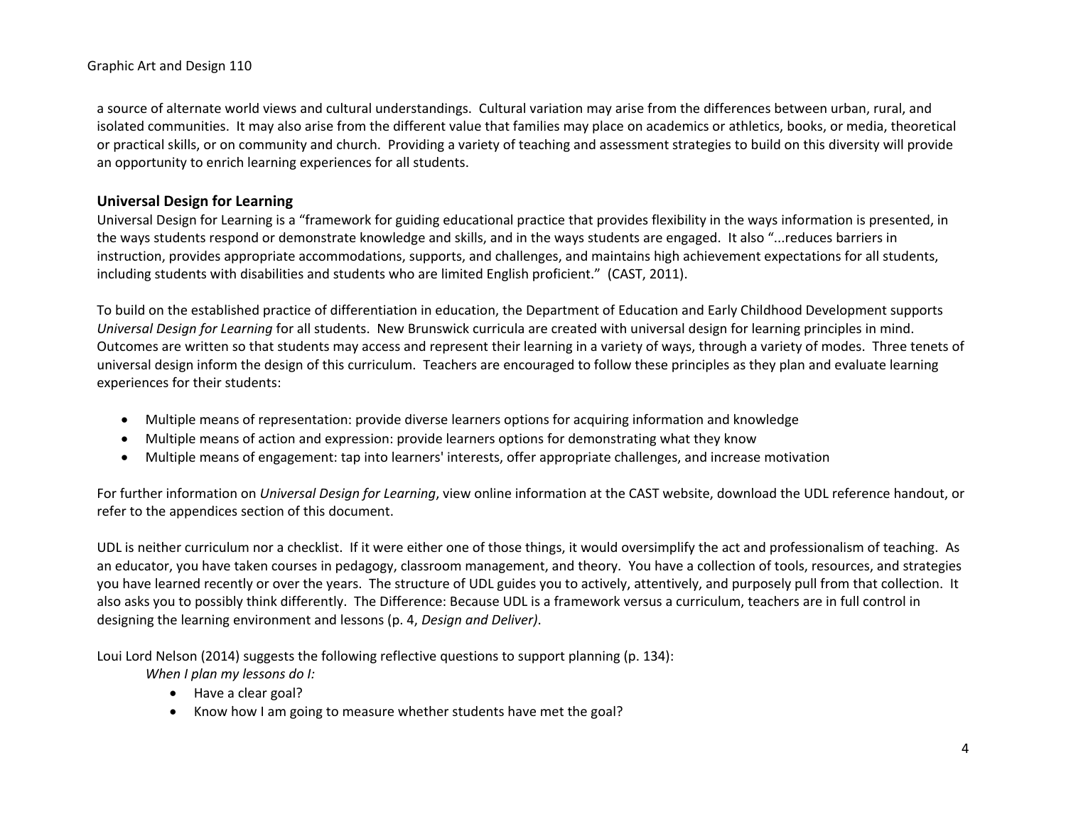a source of alternate world views and cultural understandings. Cultural variation may arise from the differences between urban, rural, and isolated communities. It may also arise from the different value that families may place on academics or athletics, books, or media, theoretical or practical skills, or on community and church. Providing a variety of teaching and assessment strategies to build on this diversity will provide an opportunity to enrich learning experiences for all students.

### Universal Design for Learning

Universal Design for Learning is a "framework for guiding educational practice that provides flexibility in the ways information is presented, in the ways students respond or demonstrate knowledge and skills, and in the ways students are engaged. It also "...reduces barriers in instruction, provides appropriate accommodations, supports, and challenges, and maintains high achievement expectations for all students, including students with disabilities and students who are limited English proficient." (CAST, 2011).

To build on the established practice of differentiation in education, the Department of Education and Early Childhood Development supports *Universal Design for Learning* for all students. New Brunswick curricula are created with universal design for learning principles in mind. Outcomes are written so that students may access and represent their learning in a variety of ways, through a variety of modes. Three tenets of universal design inform the design of this curriculum. Teachers are encouraged to follow these principles as they plan and evaluate learning experiences for their students:

- Multiple means of representation: provide diverse learners options for acquiring information and knowledge
- Multiple means of action and expression: provide learners options for demonstrating what they know
- Multiple means of engagement: tap into learners' interests, offer appropriate challenges, and increase motivation

For further information on *Universal Design for Learning*, view online information at the CAST website, download the UDL reference handout, or refer to the appendices section of this document.

UDL is neither curriculum nor a checklist. If it were either one of those things, it would oversimplify the act and professionalism of teaching. As an educator, you have taken courses in pedagogy, classroom management, and theory. You have a collection of tools, resources, and strategies you have learned recently or over the years. The structure of UDL guides you to actively, attentively, and purposely pull from that collection. It also asks you to possibly think differently. The Difference: Because UDL is a framework versus a curriculum, teachers are in full control in designing the learning environment and lessons (p. 4, *Design and Deliver)*.

Loui Lord Nelson (2014) suggests the following reflective questions to support planning (p. 134):

*When I plan my lessons do I:*

- Have a clear goal?
- Know how I am going to measure whether students have met the goal?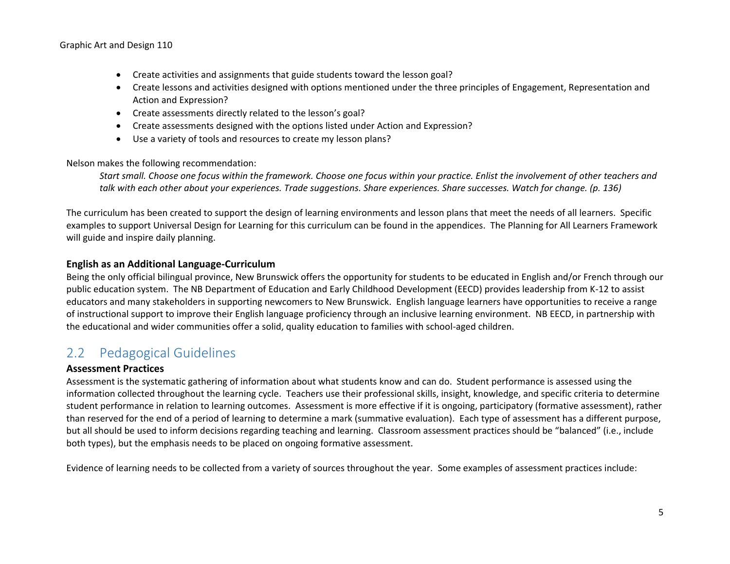- Create activities and assignments that guide students toward the lesson goal?
- Create lessons and activities designed with options mentioned under the three principles of Engagement, Representation and Action and Expression?
- Create assessments directly related to the lesson's goal?
- Create assessments designed with the options listed under Action and Expression?
- Use a variety of tools and resources to create my lesson plans?

Nelson makes the following recommendation:

> *Start small. Choose one focus within the framework. Choose one focus within your practice. Enlist the involvement of other teachers and talk with each other about your experiences. Trade suggestions. Share experiences. Share successes. Watch for change. (p. 136)*

The curriculum has been created to support the design of learning environments and lesson plans that meet the needs of all learners. Specific examples to support Universal Design for Learning for this curriculum can be found in the appendices. The Planning for All Learners Framework will guide and inspire daily planning.

**English as an Additional Language-Curriculum**

Being the only official bilingual province, New Brunswick offers the opportunity for students to be educated in English and/or French through our public education system. The NB Department of Education and Early Childhood Development (EECD) provides leadership from K-12 to assist educators and many stakeholders in supporting newcomers to New Brunswick. English language learners have opportunities to receive a range of instructional support to improve their English language proficiency through an inclusive learning environment. NB EECD, in partnership with the educational and wider communities offer a solid, quality education to families with school-aged children.

## 2.2 Pedagogical Guidelines

**Assessment Practices**

Assessment is the systematic gathering of information about what students know and can do. Student performance is assessed using the information collected throughout the learning cycle. Teachers use their professional skills, insight, knowledge, and specific criteria to determine student performance in relation to learning outcomes. Assessment is more effective if it is ongoing, participatory (formative assessment), rather than reserved for the end of a period of learning to determine a mark (summative evaluation). Each type of assessment has a different purpose, but all should be used to inform decisions regarding teaching and learning. Classroom assessment practices should be "balanced" (i.e., include both types), but the emphasis needs to be placed on ongoing formative assessment.

Evidence of learning needs to be collected from a variety of sources throughout the year. Some examples of assessment practices include: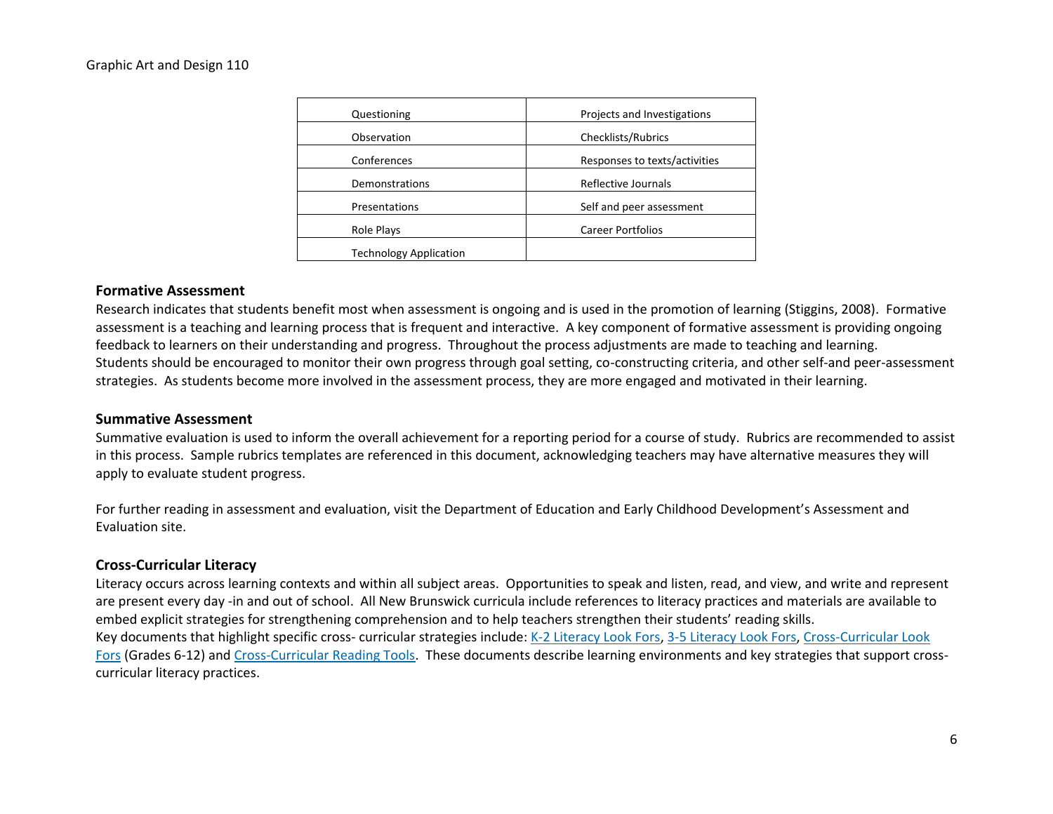| Questioning | Projects and Investigations |
|---|---|
| Observation | Checklists/Rubrics |
| Conferences | Responses to texts/activities |
| Demonstrations | Reflective Journals |
| Presentations | Self and peer assessment |
| Role Plays | Career Portfolios |
| Technology Application | |

### Formative Assessment

Research indicates that students benefit most when assessment is ongoing and is used in the promotion of learning (Stiggins, 2008). Formative assessment is a teaching and learning process that is frequent and interactive. A key component of formative assessment is providing ongoing feedback to learners on their understanding and progress. Throughout the process adjustments are made to teaching and learning. Students should be encouraged to monitor their own progress through goal setting, co-constructing criteria, and other self-and peer-assessment strategies. As students become more involved in the assessment process, they are more engaged and motivated in their learning.

### Summative Assessment

Summative evaluation is used to inform the overall achievement for a reporting period for a course of study. Rubrics are recommended to assist in this process. Sample rubrics templates are referenced in this document, acknowledging teachers may have alternative measures they will apply to evaluate student progress.

For further reading in assessment and evaluation, visit the Department of Education and Early Childhood Development's Assessment and Evaluation site.

### Cross-Curricular Literacy

Literacy occurs across learning contexts and within all subject areas. Opportunities to speak and listen, read, and view, and write and represent are present every day -in and out of school. All New Brunswick curricula include references to literacy practices and materials are available to embed explicit strategies for strengthening comprehension and to help teachers strengthen their students' reading skills.
Key documents that highlight specific cross- curricular strategies include: K-2 Literacy Look Fors, 3-5 Literacy Look Fors, Cross-Curricular Look Fors (Grades 6-12) and Cross-Curricular Reading Tools. These documents describe learning environments and key strategies that support cross-curricular literacy practices.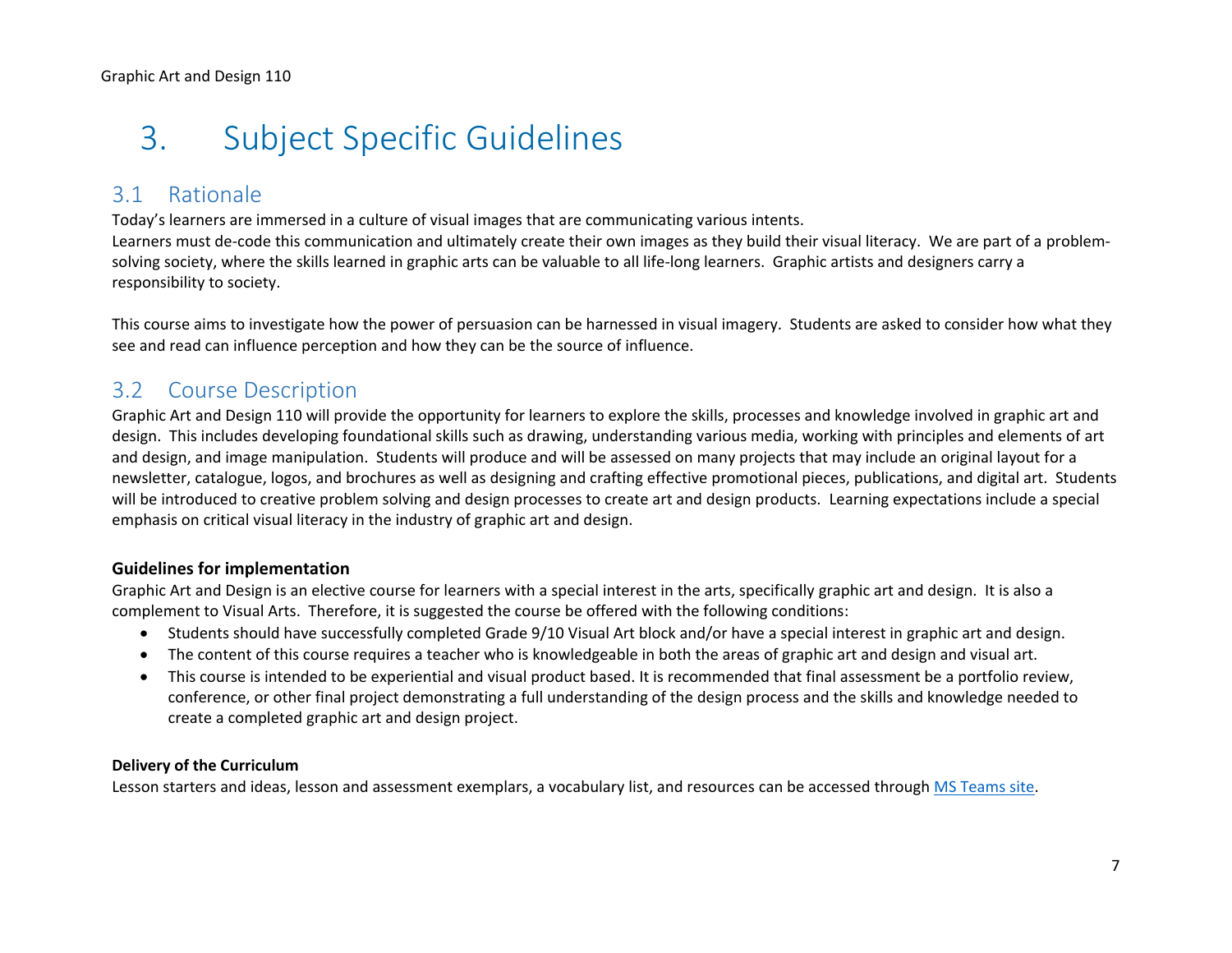# 3. Subject Specific Guidelines

## 3.1 Rationale

Today's learners are immersed in a culture of visual images that are communicating various intents.
Learners must de-code this communication and ultimately create their own images as they build their visual literacy. We are part of a problem-solving society, where the skills learned in graphic arts can be valuable to all life-long learners. Graphic artists and designers carry a responsibility to society.

This course aims to investigate how the power of persuasion can be harnessed in visual imagery. Students are asked to consider how what they see and read can influence perception and how they can be the source of influence.

## 3.2 Course Description

Graphic Art and Design 110 will provide the opportunity for learners to explore the skills, processes and knowledge involved in graphic art and design. This includes developing foundational skills such as drawing, understanding various media, working with principles and elements of art and design, and image manipulation. Students will produce and will be assessed on many projects that may include an original layout for a newsletter, catalogue, logos, and brochures as well as designing and crafting effective promotional pieces, publications, and digital art. Students will be introduced to creative problem solving and design processes to create art and design products. Learning expectations include a special emphasis on critical visual literacy in the industry of graphic art and design.

**Guidelines for implementation**

Graphic Art and Design is an elective course for learners with a special interest in the arts, specifically graphic art and design. It is also a complement to Visual Arts. Therefore, it is suggested the course be offered with the following conditions:

- Students should have successfully completed Grade 9/10 Visual Art block and/or have a special interest in graphic art and design.
- The content of this course requires a teacher who is knowledgeable in both the areas of graphic art and design and visual art.
- This course is intended to be experiential and visual product based. It is recommended that final assessment be a portfolio review, conference, or other final project demonstrating a full understanding of the design process and the skills and knowledge needed to create a completed graphic art and design project.

**Delivery of the Curriculum**

Lesson starters and ideas, lesson and assessment exemplars, a vocabulary list, and resources can be accessed through MS Teams site.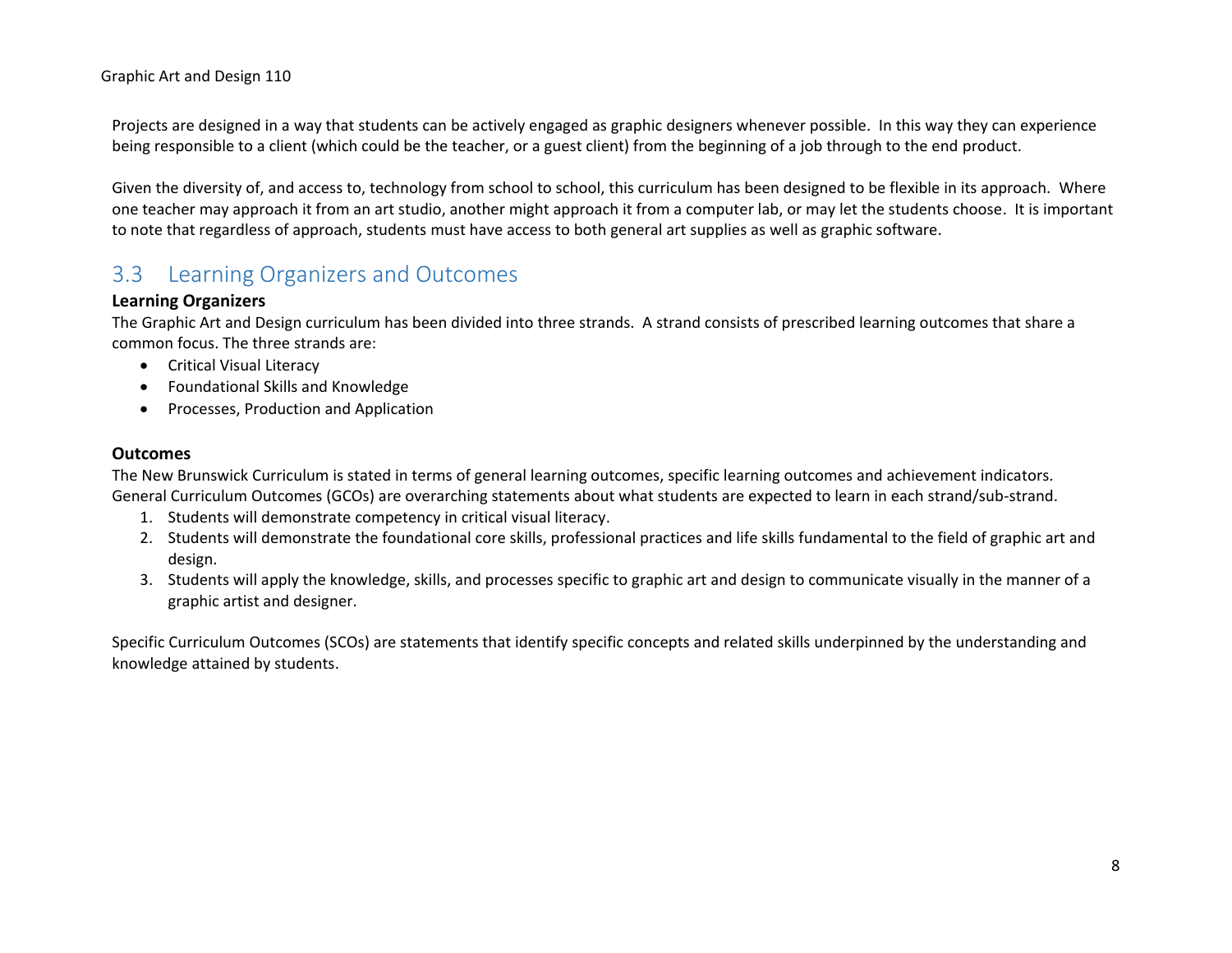Projects are designed in a way that students can be actively engaged as graphic designers whenever possible. In this way they can experience being responsible to a client (which could be the teacher, or a guest client) from the beginning of a job through to the end product.

Given the diversity of, and access to, technology from school to school, this curriculum has been designed to be flexible in its approach. Where one teacher may approach it from an art studio, another might approach it from a computer lab, or may let the students choose. It is important to note that regardless of approach, students must have access to both general art supplies as well as graphic software.

## 3.3 Learning Organizers and Outcomes

### Learning Organizers

The Graphic Art and Design curriculum has been divided into three strands. A strand consists of prescribed learning outcomes that share a common focus. The three strands are:

- Critical Visual Literacy
- Foundational Skills and Knowledge
- Processes, Production and Application

### Outcomes

The New Brunswick Curriculum is stated in terms of general learning outcomes, specific learning outcomes and achievement indicators. General Curriculum Outcomes (GCOs) are overarching statements about what students are expected to learn in each strand/sub-strand.

1. Students will demonstrate competency in critical visual literacy.
2. Students will demonstrate the foundational core skills, professional practices and life skills fundamental to the field of graphic art and design.
3. Students will apply the knowledge, skills, and processes specific to graphic art and design to communicate visually in the manner of a graphic artist and designer.

Specific Curriculum Outcomes (SCOs) are statements that identify specific concepts and related skills underpinned by the understanding and knowledge attained by students.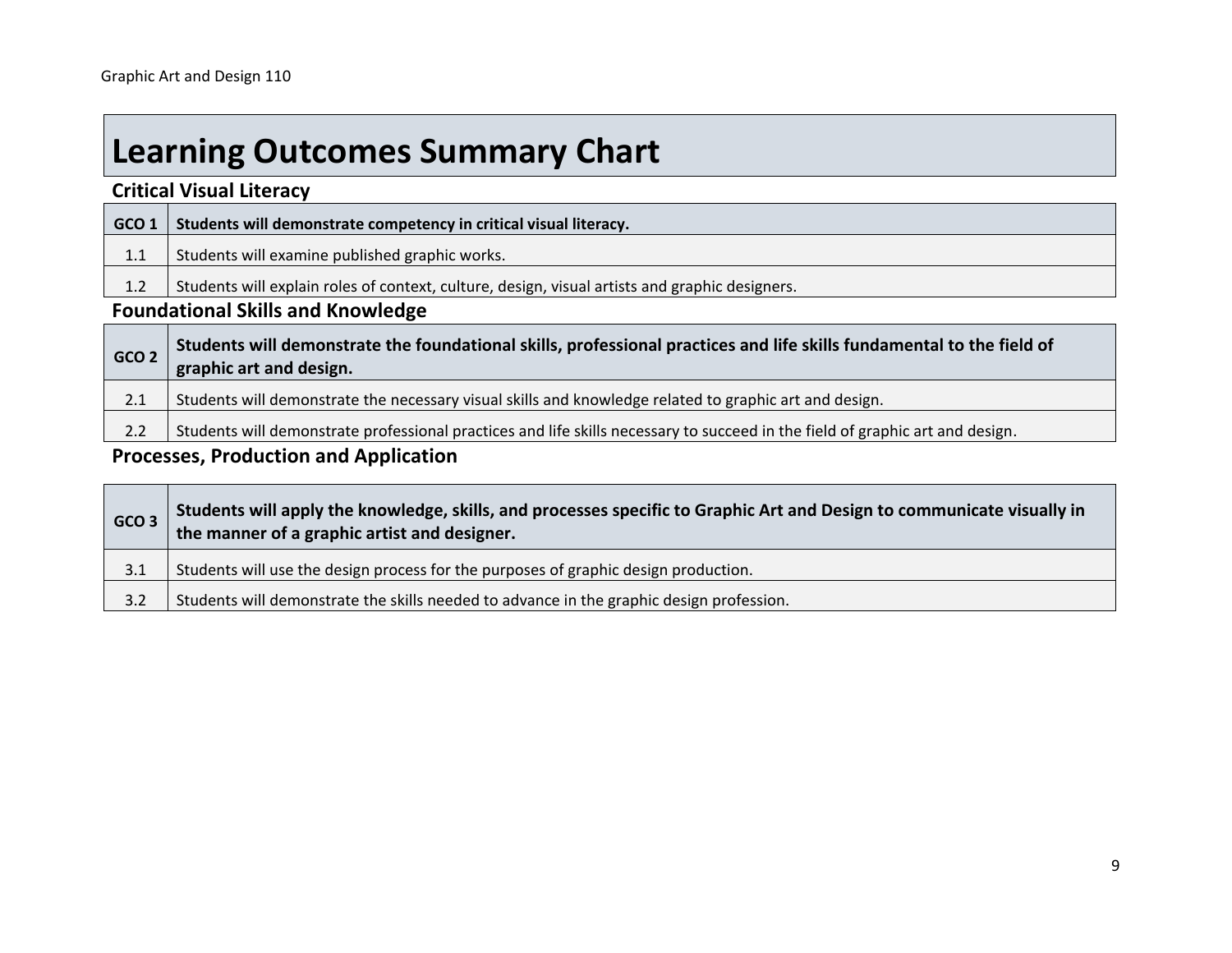# Learning Outcomes Summary Chart

## Critical Visual Literacy

| GCO 1 | **Students will demonstrate competency in critical visual literacy.** |
|---|---|
| 1.1 | Students will examine published graphic works. |
| 1.2 | Students will explain roles of context, culture, design, visual artists and graphic designers. |

## Foundational Skills and Knowledge

| GCO 2 | **Students will demonstrate the foundational skills, professional practices and life skills fundamental to the field of graphic art and design.** |
|---|---|
| 2.1 | Students will demonstrate the necessary visual skills and knowledge related to graphic art and design. |
| 2.2 | Students will demonstrate professional practices and life skills necessary to succeed in the field of graphic art and design. |

## Processes, Production and Application

| GCO 3 | **Students will apply the knowledge, skills, and processes specific to Graphic Art and Design to communicate visually in the manner of a graphic artist and designer.** |
|---|---|
| 3.1 | Students will use the design process for the purposes of graphic design production. |
| 3.2 | Students will demonstrate the skills needed to advance in the graphic design profession. |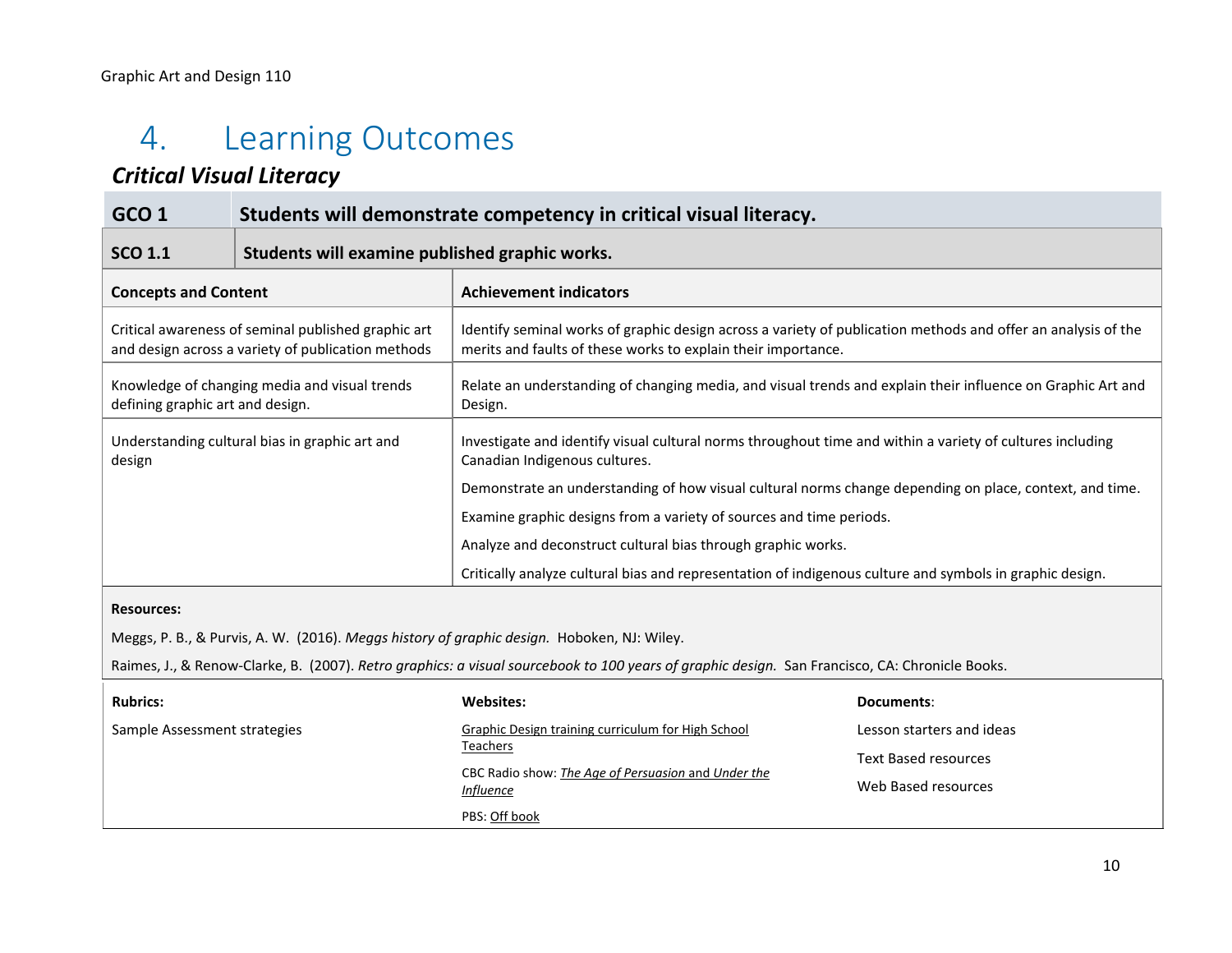# 4. Learning Outcomes

### *Critical Visual Literacy*

| **GCO 1** | **Students will demonstrate competency in critical visual literacy.** |
|---|---|
| **SCO 1.1** | **Students will examine published graphic works.** |

| **Concepts and Content** | **Achievement indicators** |
|---|---|
| Critical awareness of seminal published graphic art and design across a variety of publication methods | Identify seminal works of graphic design across a variety of publication methods and offer an analysis of the merits and faults of these works to explain their importance. |
| Knowledge of changing media and visual trends defining graphic art and design. | Relate an understanding of changing media, and visual trends and explain their influence on Graphic Art and Design. |
| Understanding cultural bias in graphic art and design | Investigate and identify visual cultural norms throughout time and within a variety of cultures including Canadian Indigenous cultures.<br><br>Demonstrate an understanding of how visual cultural norms change depending on place, context, and time.<br><br>Examine graphic designs from a variety of sources and time periods.<br><br>Analyze and deconstruct cultural bias through graphic works.<br><br>Critically analyze cultural bias and representation of indigenous culture and symbols in graphic design. |

**Resources:**

Meggs, P. B., & Purvis, A. W. (2016). *Meggs history of graphic design.* Hoboken, NJ: Wiley.

Raimes, J., & Renow-Clarke, B. (2007). *Retro graphics: a visual sourcebook to 100 years of graphic design.* San Francisco, CA: Chronicle Books.

| **Rubrics:** | **Websites:** | **Documents**: |
|---|---|---|
| Sample Assessment strategies | Graphic Design training curriculum for High School Teachers<br><br>CBC Radio show: *The Age of Persuasion* and *Under the Influence*<br><br>PBS: Off book | Lesson starters and ideas<br><br>Text Based resources<br><br>Web Based resources |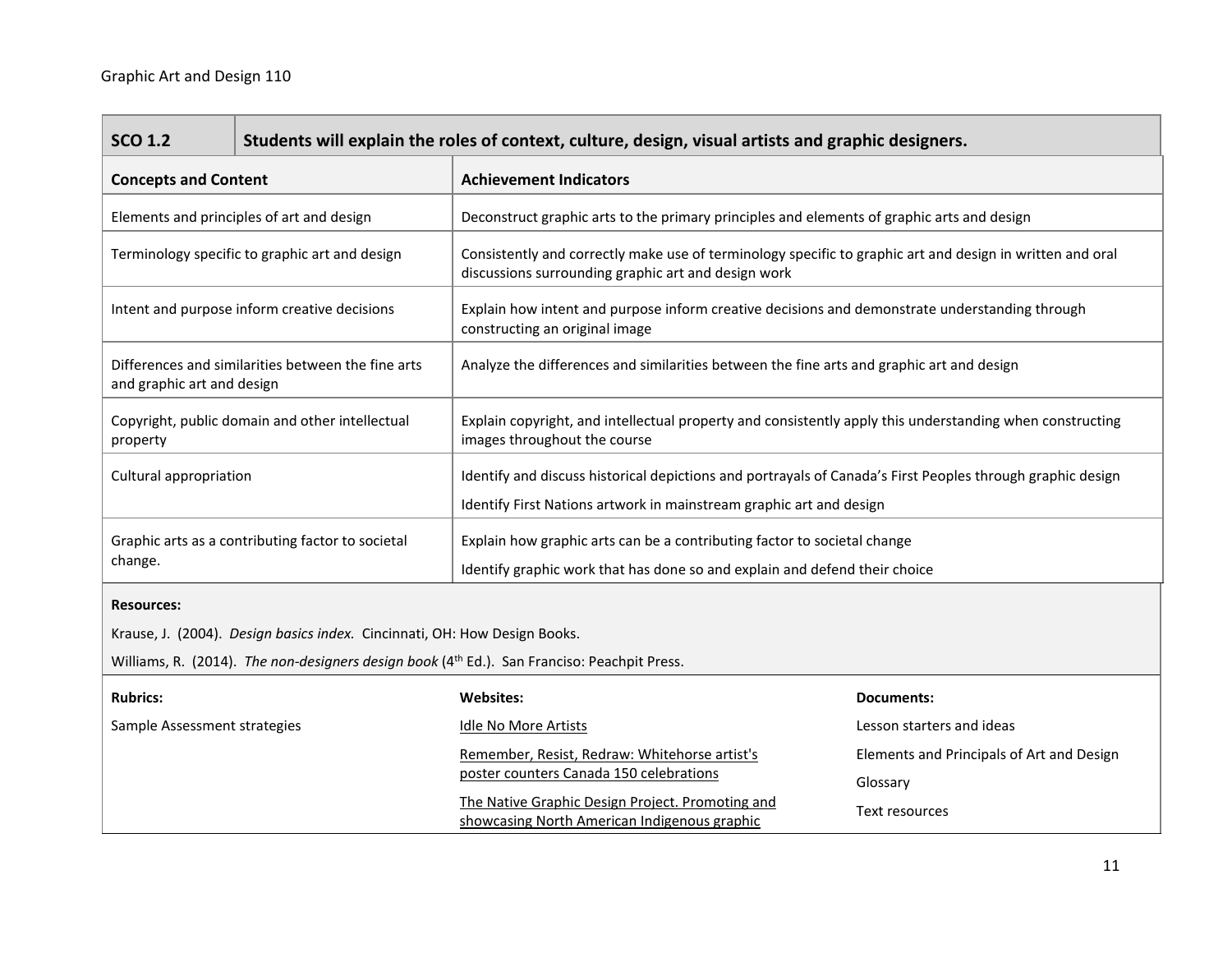| SCO 1.2 | Students will explain the roles of context, culture, design, visual artists and graphic designers. |
|---|---|
| **Concepts and Content** | **Achievement Indicators** |
| Elements and principles of art and design | Deconstruct graphic arts to the primary principles and elements of graphic arts and design |
| Terminology specific to graphic art and design | Consistently and correctly make use of terminology specific to graphic art and design in written and oral discussions surrounding graphic art and design work |
| Intent and purpose inform creative decisions | Explain how intent and purpose inform creative decisions and demonstrate understanding through constructing an original image |
| Differences and similarities between the fine arts and graphic art and design | Analyze the differences and similarities between the fine arts and graphic art and design |
| Copyright, public domain and other intellectual property | Explain copyright, and intellectual property and consistently apply this understanding when constructing images throughout the course |
| Cultural appropriation | Identify and discuss historical depictions and portrayals of Canada's First Peoples through graphic design<br><br>Identify First Nations artwork in mainstream graphic art and design |
| Graphic arts as a contributing factor to societal change. | Explain how graphic arts can be a contributing factor to societal change<br><br>Identify graphic work that has done so and explain and defend their choice |

**Resources:**

Krause, J. (2004). *Design basics index.* Cincinnati, OH: How Design Books.

Williams, R. (2014). *The non-designers design book* (4th Ed.). San Francisco: Peachpit Press.

| **Rubrics:** | **Websites:** | **Documents:** |
|---|---|---|
| Sample Assessment strategies | Idle No More Artists | Lesson starters and ideas |
| | Remember, Resist, Redraw: Whitehorse artist's poster counters Canada 150 celebrations | Elements and Principals of Art and Design |
| | | Glossary |
| | The Native Graphic Design Project. Promoting and showcasing North American Indigenous graphic | Text resources |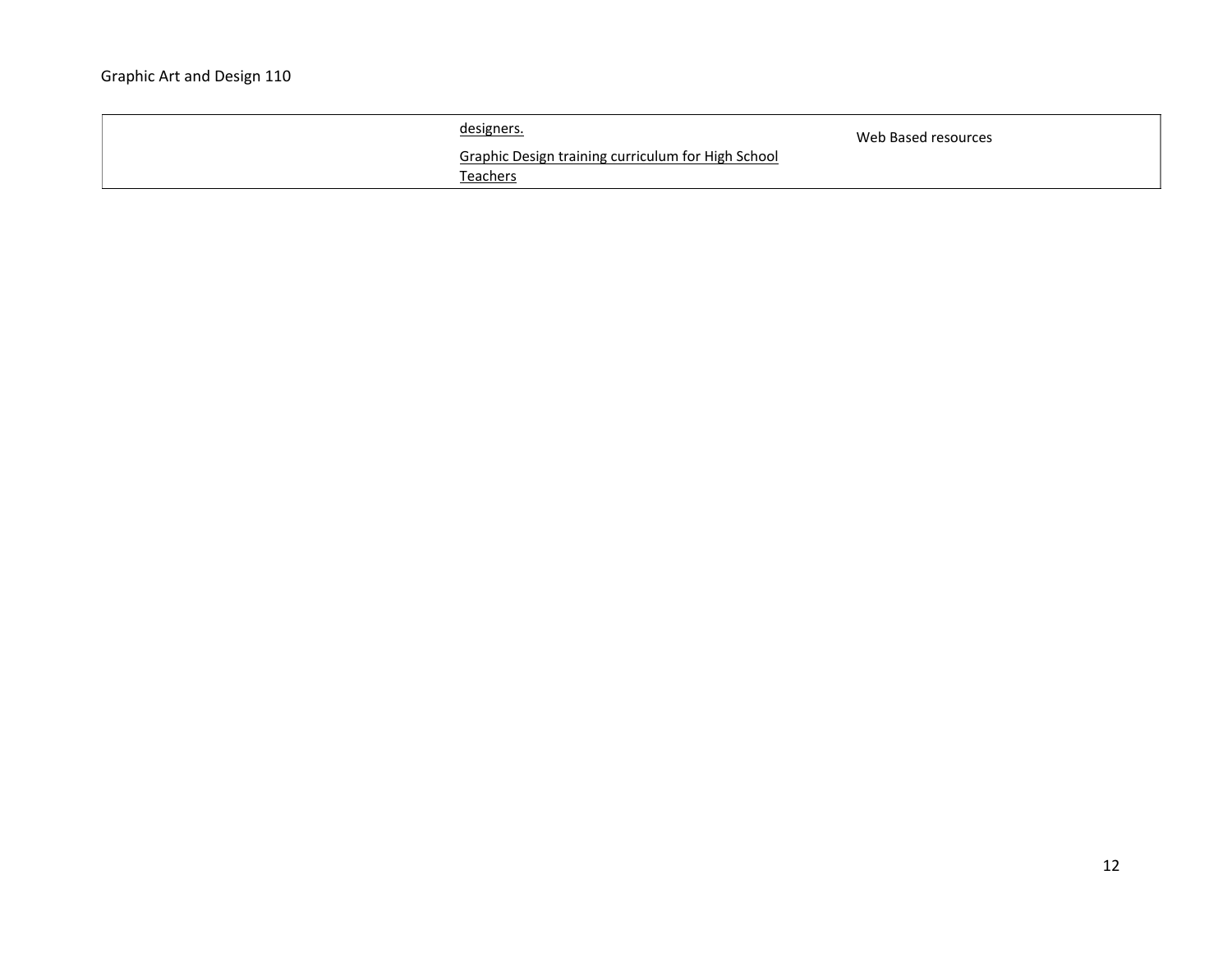|  | designers.<br><br>Graphic Design training curriculum for High School Teachers | Web Based resources |
|---|---|---|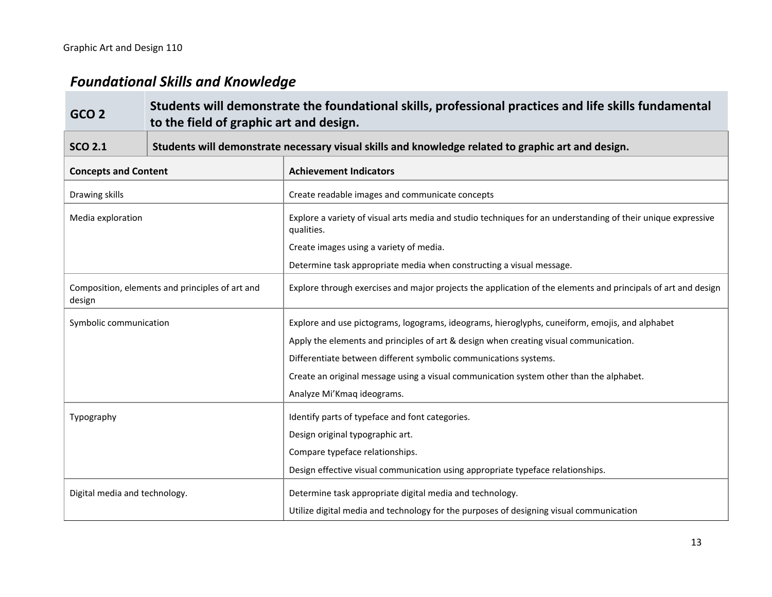## *Foundational Skills and Knowledge*

| GCO 2 | Students will demonstrate the foundational skills, professional practices and life skills fundamental to the field of graphic art and design. |
|---|---|
| **SCO 2.1** | **Students will demonstrate necessary visual skills and knowledge related to graphic art and design.** |

| Concepts and Content | Achievement Indicators |
|---|---|
| Drawing skills | Create readable images and communicate concepts |
| Media exploration | Explore a variety of visual arts media and studio techniques for an understanding of their unique expressive qualities.<br>Create images using a variety of media.<br>Determine task appropriate media when constructing a visual message. |
| Composition, elements and principles of art and design | Explore through exercises and major projects the application of the elements and principals of art and design |
| Symbolic communication | Explore and use pictograms, logograms, ideograms, hieroglyphs, cuneiform, emojis, and alphabet<br>Apply the elements and principles of art & design when creating visual communication.<br>Differentiate between different symbolic communications systems.<br>Create an original message using a visual communication system other than the alphabet.<br>Analyze Mi'Kmaq ideograms. |
| Typography | Identify parts of typeface and font categories.<br>Design original typographic art.<br>Compare typeface relationships.<br>Design effective visual communication using appropriate typeface relationships. |
| Digital media and technology. | Determine task appropriate digital media and technology.<br>Utilize digital media and technology for the purposes of designing visual communication |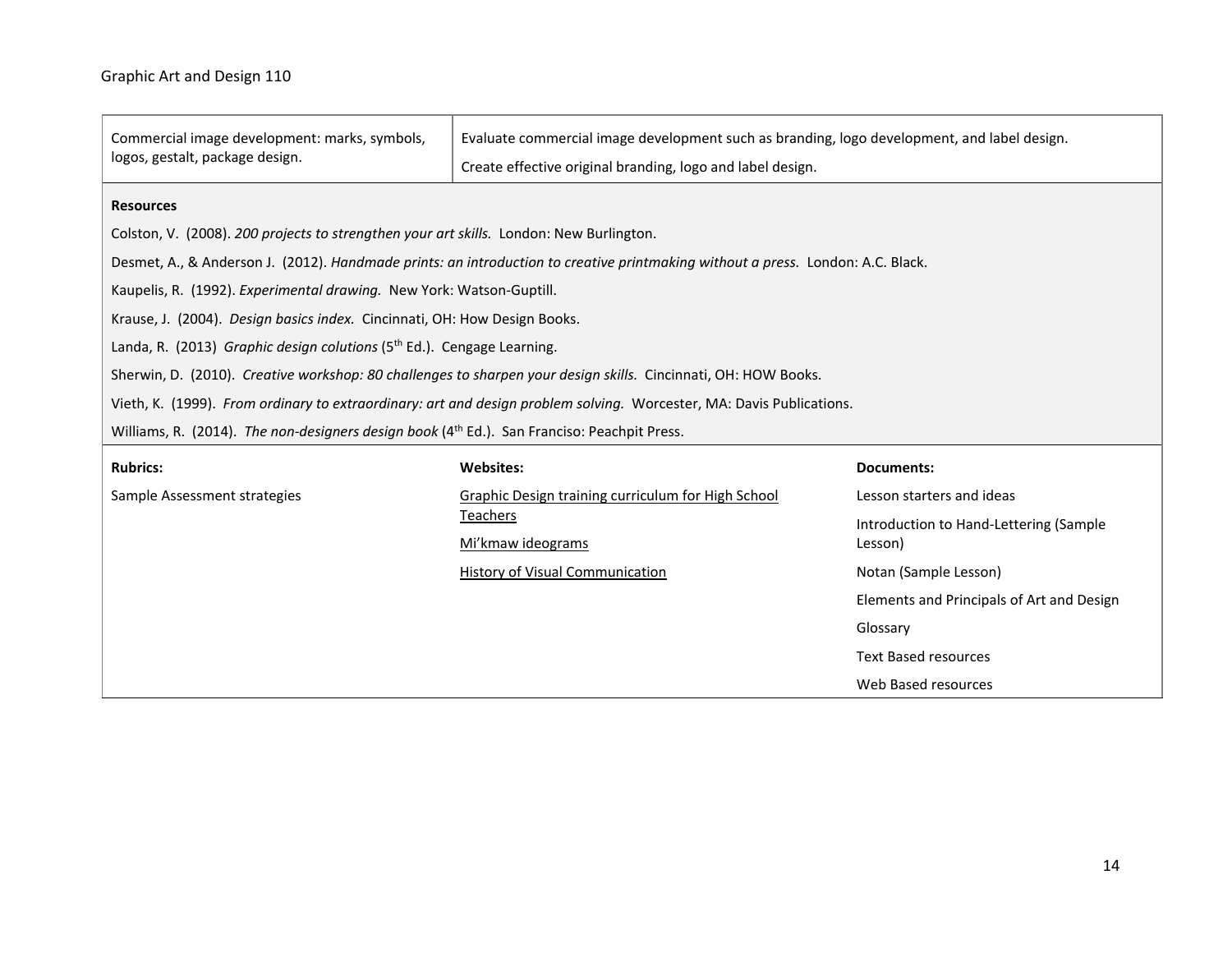| | |
|---|---|
| Commercial image development: marks, symbols, logos, gestalt, package design. | Evaluate commercial image development such as branding, logo development, and label design.<br>Create effective original branding, logo and label design. |

**Resources**

Colston, V. (2008). *200 projects to strengthen your art skills.* London: New Burlington.

Desmet, A., & Anderson J. (2012). *Handmade prints: an introduction to creative printmaking without a press.* London: A.C. Black.

Kaupelis, R. (1992). *Experimental drawing.* New York: Watson-Guptill.

Krause, J. (2004). *Design basics index.* Cincinnati, OH: How Design Books.

Landa, R. (2013) *Graphic design colutions* (5th Ed.). Cengage Learning.

Sherwin, D. (2010). *Creative workshop: 80 challenges to sharpen your design skills.* Cincinnati, OH: HOW Books.

Vieth, K. (1999). *From ordinary to extraordinary: art and design problem solving.* Worcester, MA: Davis Publications.

Williams, R. (2014). *The non-designers design book* (4th Ed.). San Franciso: Peachpit Press.

| Rubrics: | Websites: | Documents: |
|---|---|---|
| Sample Assessment strategies | Graphic Design training curriculum for High School Teachers | Lesson starters and ideas |
| | Mi'kmaw ideograms | Introduction to Hand-Lettering (Sample Lesson) |
| | History of Visual Communication | Notan (Sample Lesson) |
| | | Elements and Principals of Art and Design |
| | | Glossary |
| | | Text Based resources |
| | | Web Based resources |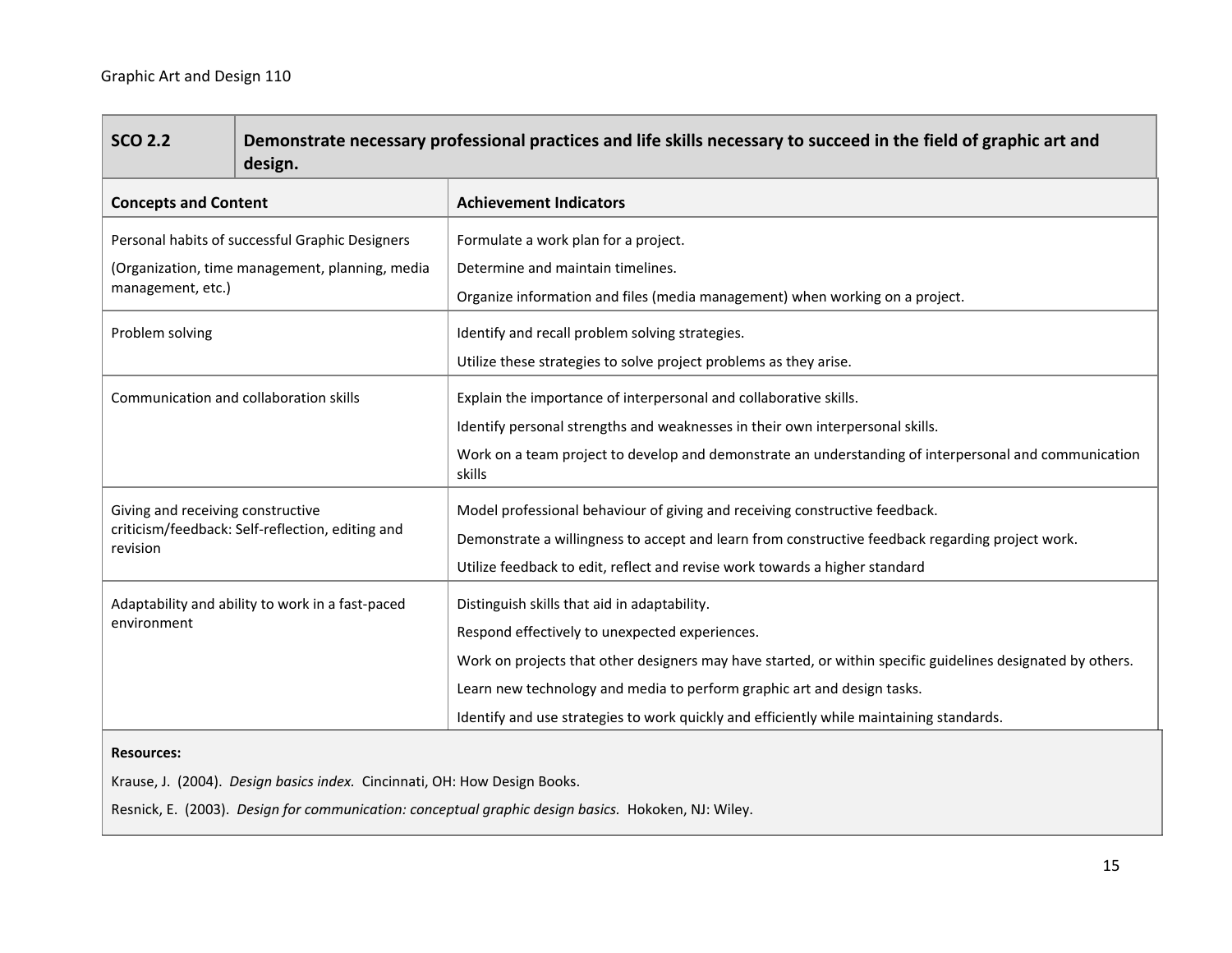| SCO 2.2 | Demonstrate necessary professional practices and life skills necessary to succeed in the field of graphic art and design. |
|---|---|
| **Concepts and Content** | **Achievement Indicators** |
| Personal habits of successful Graphic Designers<br>(Organization, time management, planning, media management, etc.) | Formulate a work plan for a project.<br>Determine and maintain timelines.<br>Organize information and files (media management) when working on a project. |
| Problem solving | Identify and recall problem solving strategies.<br>Utilize these strategies to solve project problems as they arise. |
| Communication and collaboration skills | Explain the importance of interpersonal and collaborative skills.<br>Identify personal strengths and weaknesses in their own interpersonal skills.<br>Work on a team project to develop and demonstrate an understanding of interpersonal and communication skills |
| Giving and receiving constructive criticism/feedback: Self-reflection, editing and revision | Model professional behaviour of giving and receiving constructive feedback.<br>Demonstrate a willingness to accept and learn from constructive feedback regarding project work.<br>Utilize feedback to edit, reflect and revise work towards a higher standard |
| Adaptability and ability to work in a fast-paced environment | Distinguish skills that aid in adaptability.<br>Respond effectively to unexpected experiences.<br>Work on projects that other designers may have started, or within specific guidelines designated by others.<br>Learn new technology and media to perform graphic art and design tasks.<br>Identify and use strategies to work quickly and efficiently while maintaining standards. |

**Resources:**

Krause, J. (2004). *Design basics index.* Cincinnati, OH: How Design Books.

Resnick, E. (2003). *Design for communication: conceptual graphic design basics.* Hokoken, NJ: Wiley.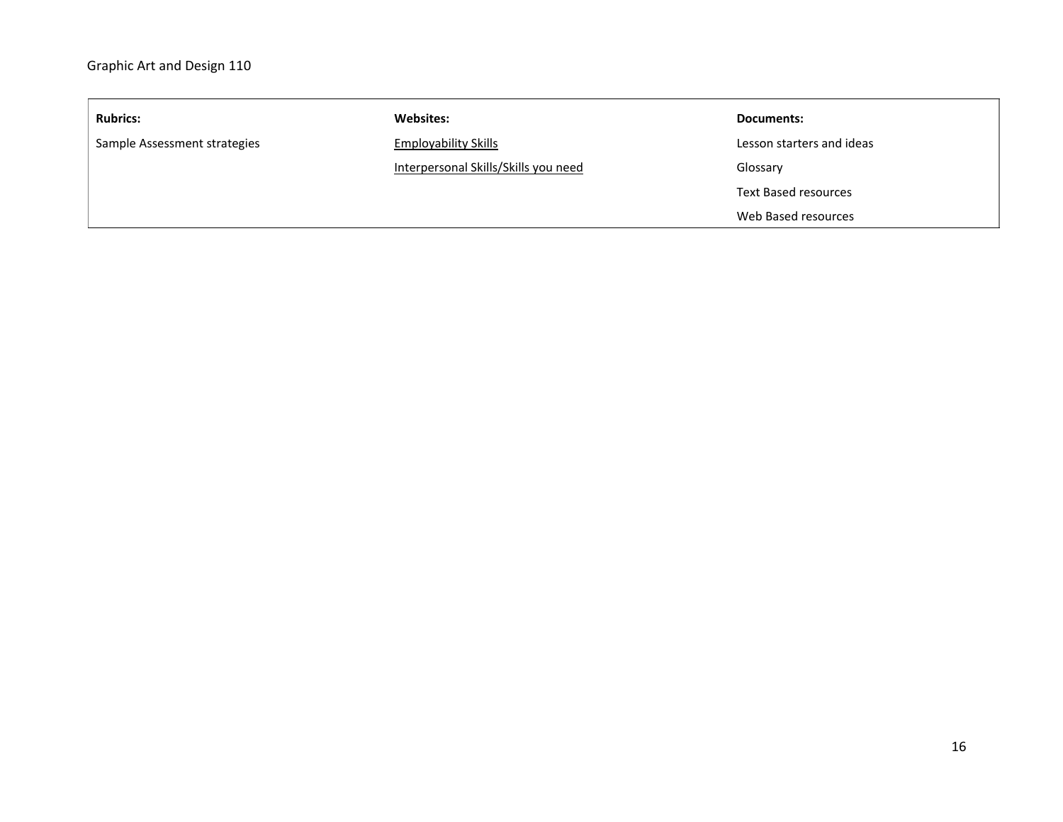| **Rubrics:** | **Websites:** | **Documents:** |
|---|---|---|
| Sample Assessment strategies | Employability Skills | Lesson starters and ideas |
| | Interpersonal Skills/Skills you need | Glossary |
| | | Text Based resources |
| | | Web Based resources |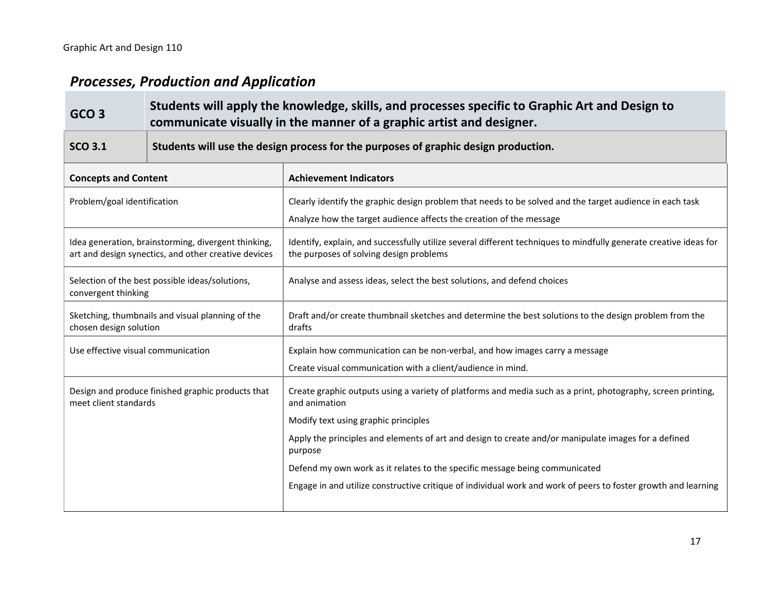## *Processes, Production and Application*

| GCO 3 | Students will apply the knowledge, skills, and processes specific to Graphic Art and Design to communicate visually in the manner of a graphic artist and designer. |
|---|---|
| **SCO 3.1** | **Students will use the design process for the purposes of graphic design production.** |

| Concepts and Content | Achievement Indicators |
|---|---|
| Problem/goal identification | Clearly identify the graphic design problem that needs to be solved and the target audience in each task<br><br>Analyze how the target audience affects the creation of the message |
| Idea generation, brainstorming, divergent thinking, art and design synectics, and other creative devices | Identify, explain, and successfully utilize several different techniques to mindfully generate creative ideas for the purposes of solving design problems |
| Selection of the best possible ideas/solutions, convergent thinking | Analyse and assess ideas, select the best solutions, and defend choices |
| Sketching, thumbnails and visual planning of the chosen design solution | Draft and/or create thumbnail sketches and determine the best solutions to the design problem from the drafts |
| Use effective visual communication | Explain how communication can be non-verbal, and how images carry a message<br><br>Create visual communication with a client/audience in mind. |
| Design and produce finished graphic products that meet client standards | Create graphic outputs using a variety of platforms and media such as a print, photography, screen printing, and animation<br><br>Modify text using graphic principles<br><br>Apply the principles and elements of art and design to create and/or manipulate images for a defined purpose<br><br>Defend my own work as it relates to the specific message being communicated<br><br>Engage in and utilize constructive critique of individual work and work of peers to foster growth and learning |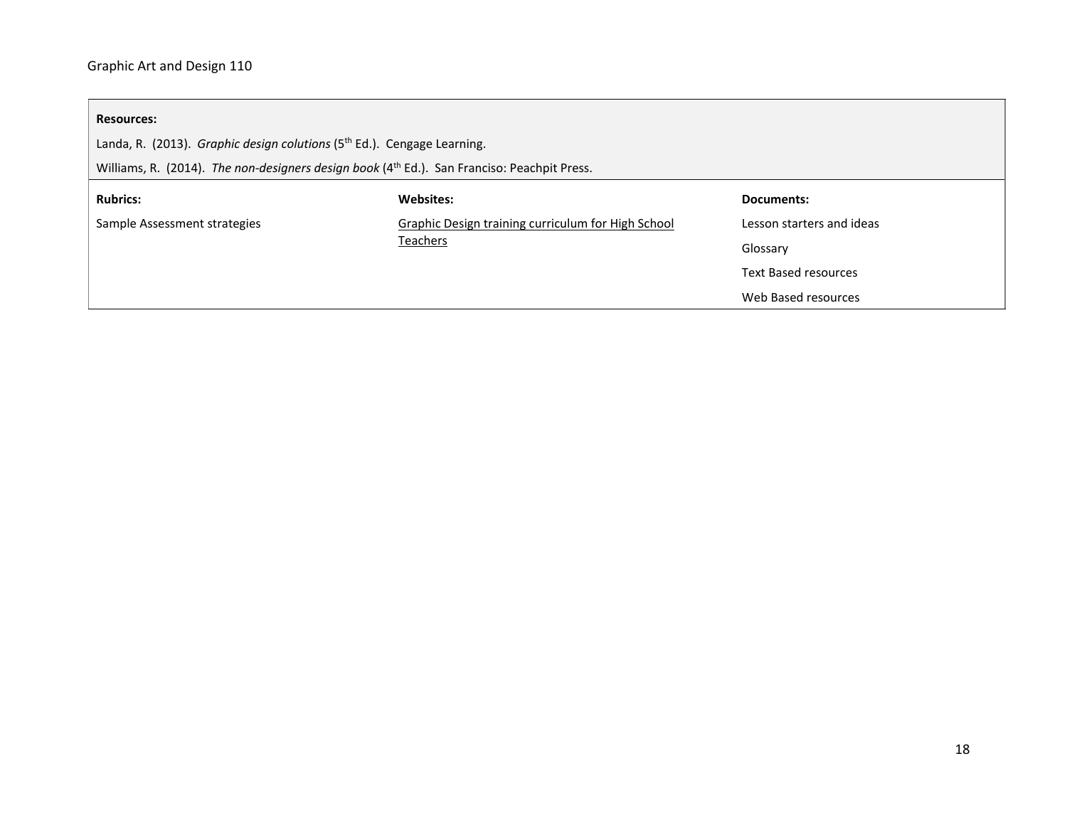**Resources:**

Landa, R. (2013). *Graphic design colutions* (5th Ed.). Cengage Learning.

Williams, R. (2014). *The non-designers design book* (4th Ed.). San Franciso: Peachpit Press.

| **Rubrics:** | **Websites:** | **Documents:** |
| --- | --- | --- |
| Sample Assessment strategies | Graphic Design training curriculum for High School Teachers | Lesson starters and ideas<br>Glossary<br>Text Based resources<br>Web Based resources |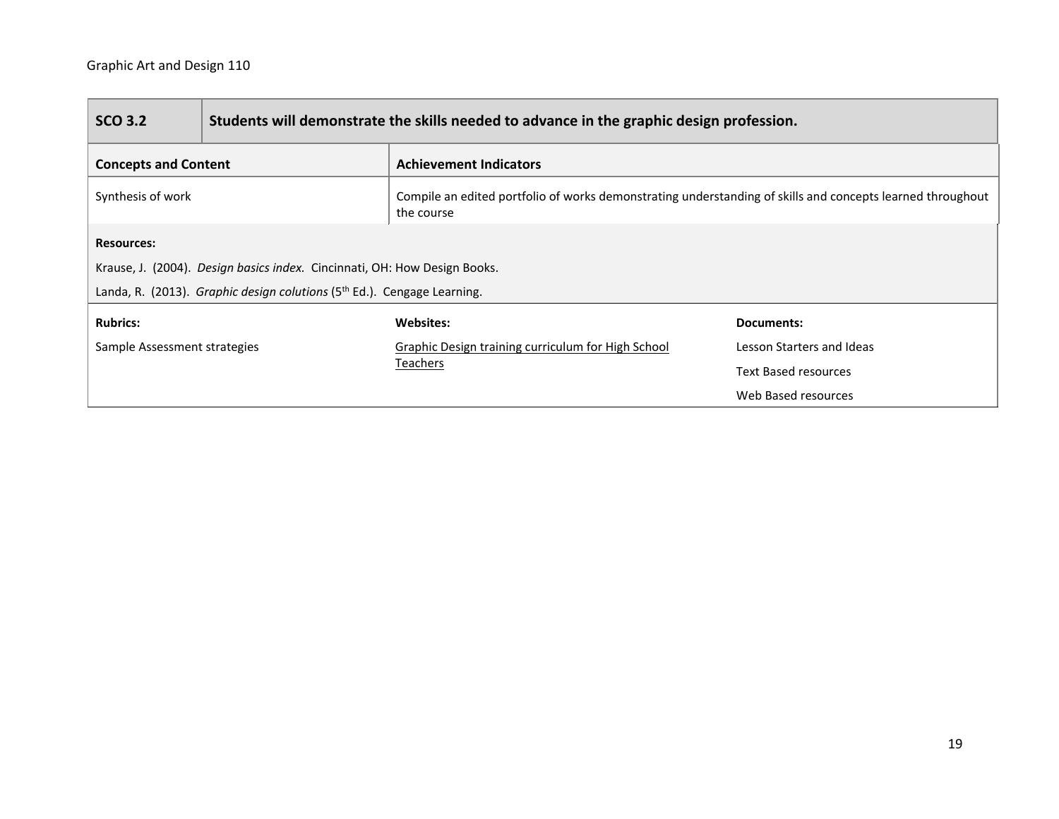| SCO 3.2 | Students will demonstrate the skills needed to advance in the graphic design profession. |
|---|---|

| Concepts and Content | Achievement Indicators |
|---|---|
| Synthesis of work | Compile an edited portfolio of works demonstrating understanding of skills and concepts learned throughout the course |

**Resources:**

Krause, J. (2004). *Design basics index.* Cincinnati, OH: How Design Books.

Landa, R. (2013). *Graphic design colutions* (5th Ed.). Cengage Learning.

| Rubrics: | Websites: | Documents: |
|---|---|---|
| Sample Assessment strategies | Graphic Design training curriculum for High School Teachers | Lesson Starters and Ideas |
| | | Text Based resources |
| | | Web Based resources |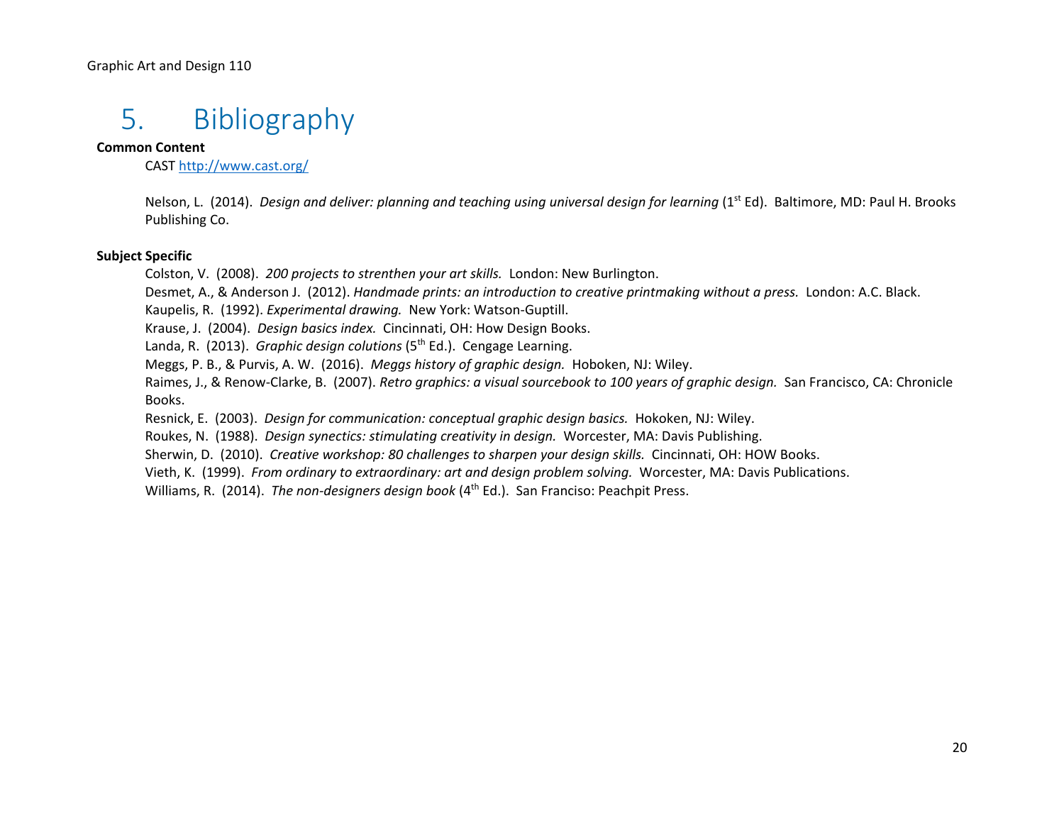# 5. Bibliography

**Common Content**

CAST http://www.cast.org/

Nelson, L. (2014). *Design and deliver: planning and teaching using universal design for learning* (1st Ed). Baltimore, MD: Paul H. Brooks Publishing Co.

**Subject Specific**

Colston, V. (2008). *200 projects to strenthen your art skills.* London: New Burlington.
Desmet, A., & Anderson J. (2012). *Handmade prints: an introduction to creative printmaking without a press.* London: A.C. Black.
Kaupelis, R. (1992). *Experimental drawing.* New York: Watson-Guptill.
Krause, J. (2004). *Design basics index.* Cincinnati, OH: How Design Books.
Landa, R. (2013). *Graphic design colutions* (5th Ed.). Cengage Learning.
Meggs, P. B., & Purvis, A. W. (2016). *Meggs history of graphic design.* Hoboken, NJ: Wiley.
Raimes, J., & Renow-Clarke, B. (2007). *Retro graphics: a visual sourcebook to 100 years of graphic design.* San Francisco, CA: Chronicle Books.
Resnick, E. (2003). *Design for communication: conceptual graphic design basics.* Hokoken, NJ: Wiley.
Roukes, N. (1988). *Design synectics: stimulating creativity in design.* Worcester, MA: Davis Publishing.
Sherwin, D. (2010). *Creative workshop: 80 challenges to sharpen your design skills.* Cincinnati, OH: HOW Books.
Vieth, K. (1999). *From ordinary to extraordinary: art and design problem solving.* Worcester, MA: Davis Publications.
Williams, R. (2014). *The non-designers design book* (4th Ed.). San Franciso: Peachpit Press.